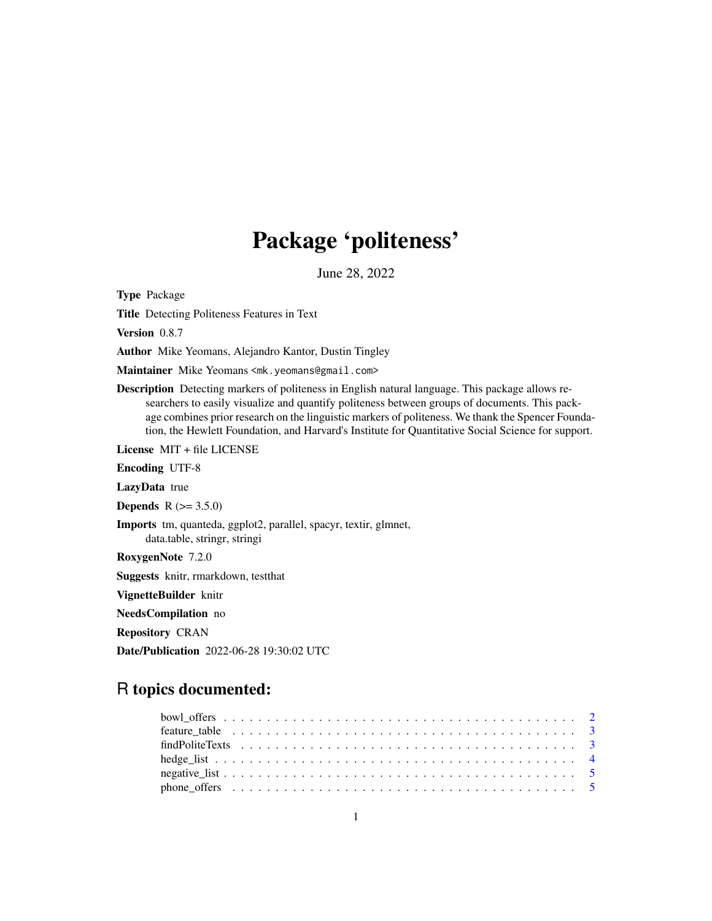# Package 'politeness'

June 28, 2022

**Type** Package

**Title** Detecting Politeness Features in Text

**Version** 0.8.7

**Author** Mike Yeomans, Alejandro Kantor, Dustin Tingley

**Maintainer** Mike Yeomans <mk.yeomans@gmail.com>

**Description** Detecting markers of politeness in English natural language. This package allows researchers to easily visualize and quantify politeness between groups of documents. This package combines prior research on the linguistic markers of politeness. We thank the Spencer Foundation, the Hewlett Foundation, and Harvard's Institute for Quantitative Social Science for support.

**License** MIT + file LICENSE

**Encoding** UTF-8

**LazyData** true

**Depends** R (>= 3.5.0)

**Imports** tm, quanteda, ggplot2, parallel, spacyr, textir, glmnet, data.table, stringr, stringi

**RoxygenNote** 7.2.0

**Suggests** knitr, rmarkdown, testthat

**VignetteBuilder** knitr

**NeedsCompilation** no

**Repository** CRAN

**Date/Publication** 2022-06-28 19:30:02 UTC

## R topics documented:

- bowl_offers . . . . . . . . . . . . . . . . . . . . . . . . . . . . . . . . . . . . . . . 2
- feature_table . . . . . . . . . . . . . . . . . . . . . . . . . . . . . . . . . . . . . . 3
- findPoliteTexts . . . . . . . . . . . . . . . . . . . . . . . . . . . . . . . . . . . . . 3
- hedge_list . . . . . . . . . . . . . . . . . . . . . . . . . . . . . . . . . . . . . . . 4
- negative_list . . . . . . . . . . . . . . . . . . . . . . . . . . . . . . . . . . . . . . 5
- phone_offers . . . . . . . . . . . . . . . . . . . . . . . . . . . . . . . . . . . . . . 5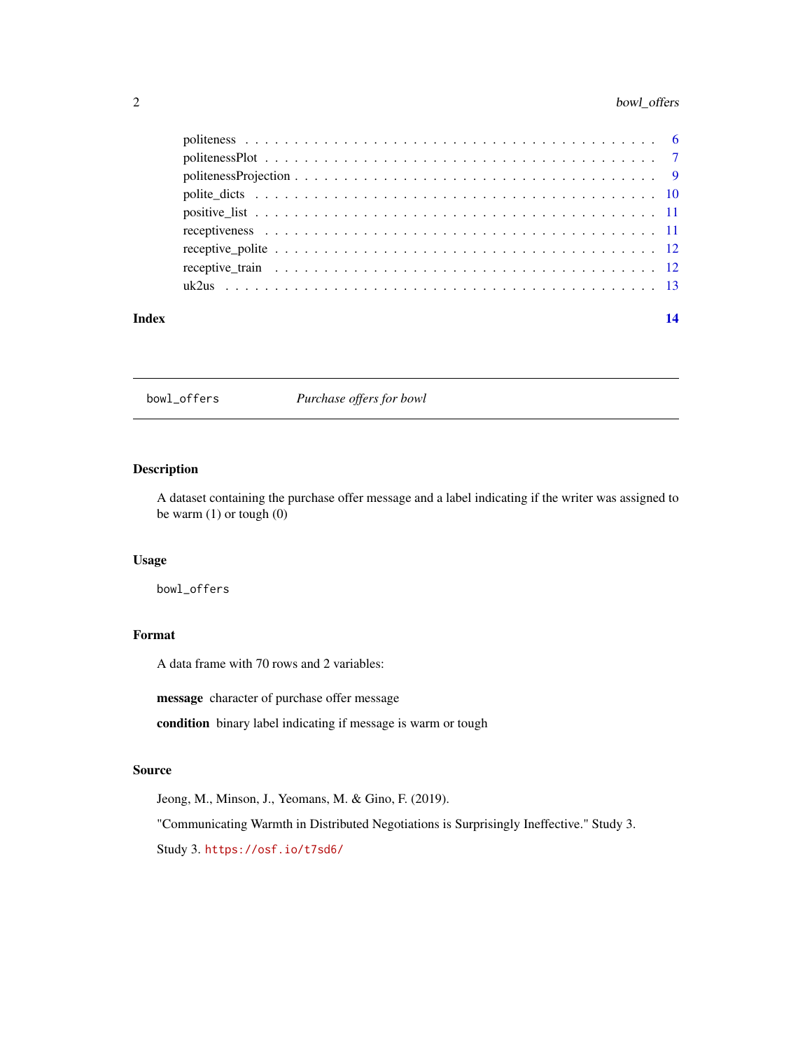politeness . . . . . . . . . . . . . . . . . . . . . . . . . . . . . . . . . . . . . . . . 6
politenessPlot . . . . . . . . . . . . . . . . . . . . . . . . . . . . . . . . . . . . . . 7
politenessProjection . . . . . . . . . . . . . . . . . . . . . . . . . . . . . . . . . . . 9
polite_dicts . . . . . . . . . . . . . . . . . . . . . . . . . . . . . . . . . . . . . . . 10
positive_list . . . . . . . . . . . . . . . . . . . . . . . . . . . . . . . . . . . . . . . 11
receptiveness . . . . . . . . . . . . . . . . . . . . . . . . . . . . . . . . . . . . . . 11
receptive_polite . . . . . . . . . . . . . . . . . . . . . . . . . . . . . . . . . . . . . 12
receptive_train . . . . . . . . . . . . . . . . . . . . . . . . . . . . . . . . . . . . . . 12
uk2us . . . . . . . . . . . . . . . . . . . . . . . . . . . . . . . . . . . . . . . . . . . 13

**Index** **14**

---

`bowl_offers` *Purchase offers for bowl*

---

## Description

A dataset containing the purchase offer message and a label indicating if the writer was assigned to be warm (1) or tough (0)

## Usage

```
bowl_offers
```

## Format

A data frame with 70 rows and 2 variables:

**message** character of purchase offer message

**condition** binary label indicating if message is warm or tough

## Source

Jeong, M., Minson, J., Yeomans, M. & Gino, F. (2019).

"Communicating Warmth in Distributed Negotiations is Surprisingly Ineffective." Study 3.

Study 3. https://osf.io/t7sd6/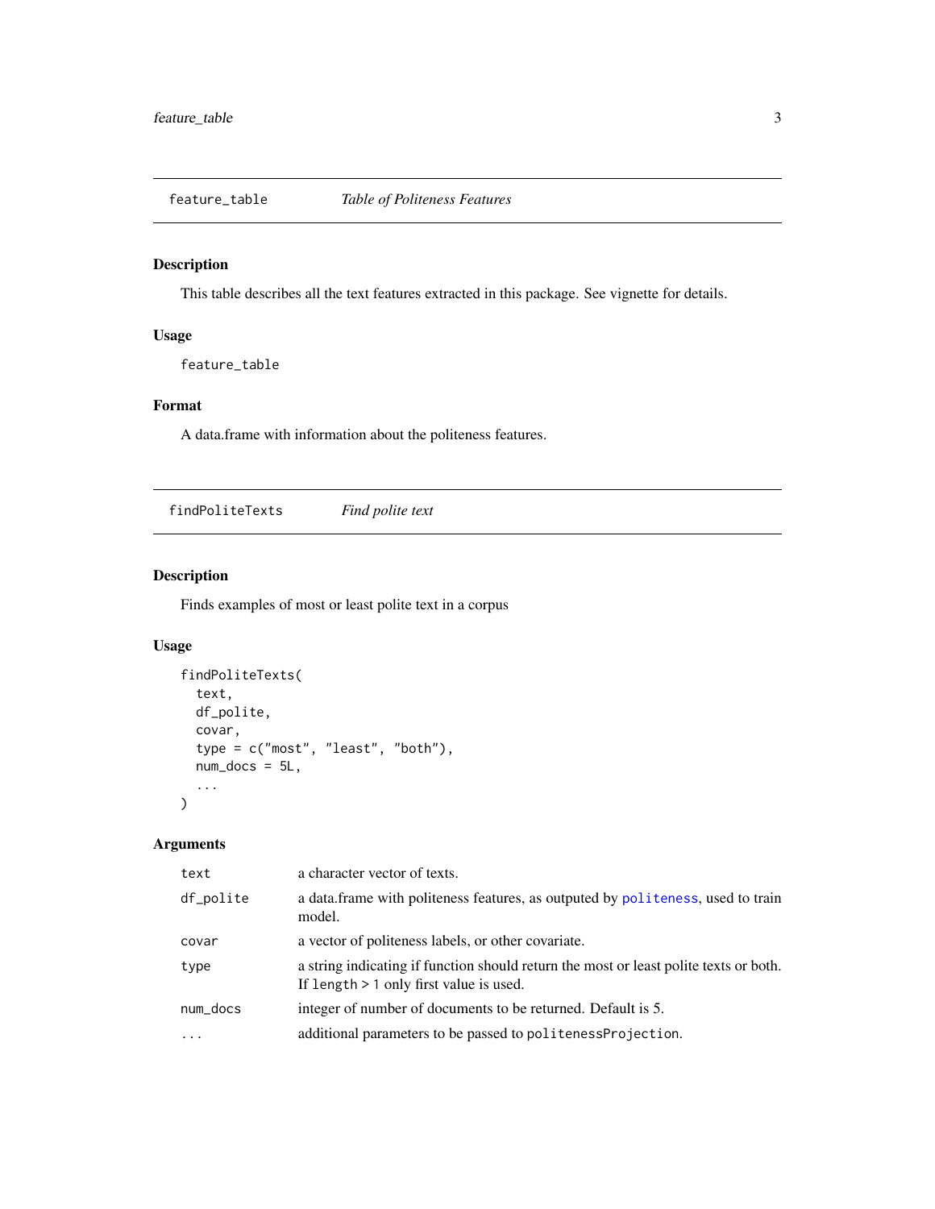## feature_table — *Table of Politeness Features*

### Description

This table describes all the text features extracted in this package. See vignette for details.

### Usage

```
feature_table
```

### Format

A data.frame with information about the politeness features.

## findPoliteTexts — *Find polite text*

### Description

Finds examples of most or least polite text in a corpus

### Usage

```
findPoliteTexts(
  text,
  df_polite,
  covar,
  type = c("most", "least", "both"),
  num_docs = 5L,
  ...
)
```

### Arguments

| Argument | Description |
|---|---|
| `text` | a character vector of texts. |
| `df_polite` | a data.frame with politeness features, as outputed by `politeness`, used to train model. |
| `covar` | a vector of politeness labels, or other covariate. |
| `type` | a string indicating if function should return the most or least polite texts or both. If `length` > 1 only first value is used. |
| `num_docs` | integer of number of documents to be returned. Default is 5. |
| `...` | additional parameters to be passed to `politenessProjection`. |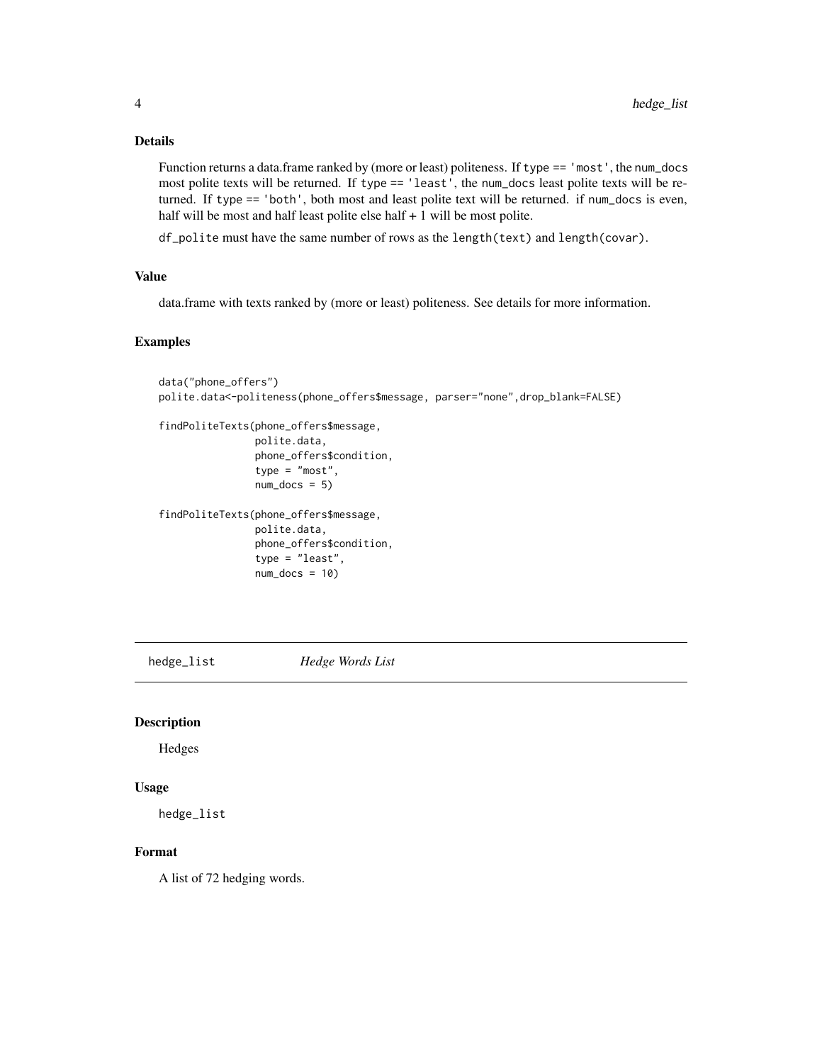### Details

Function returns a data.frame ranked by (more or least) politeness. If `type == 'most'`, the `num_docs` most polite texts will be returned. If `type == 'least'`, the `num_docs` least polite texts will be returned. If `type == 'both'`, both most and least polite text will be returned. if `num_docs` is even, half will be most and half least polite else half + 1 will be most polite.

`df_polite` must have the same number of rows as the `length(text)` and `length(covar)`.

### Value

data.frame with texts ranked by (more or least) politeness. See details for more information.

### Examples

```
data("phone_offers")
polite.data<-politeness(phone_offers$message, parser="none",drop_blank=FALSE)

findPoliteTexts(phone_offers$message,
                polite.data,
                phone_offers$condition,
                type = "most",
                num_docs = 5)

findPoliteTexts(phone_offers$message,
                polite.data,
                phone_offers$condition,
                type = "least",
                num_docs = 10)
```

---

## hedge_list *Hedge Words List*

### Description

Hedges

### Usage

```
hedge_list
```

### Format

A list of 72 hedging words.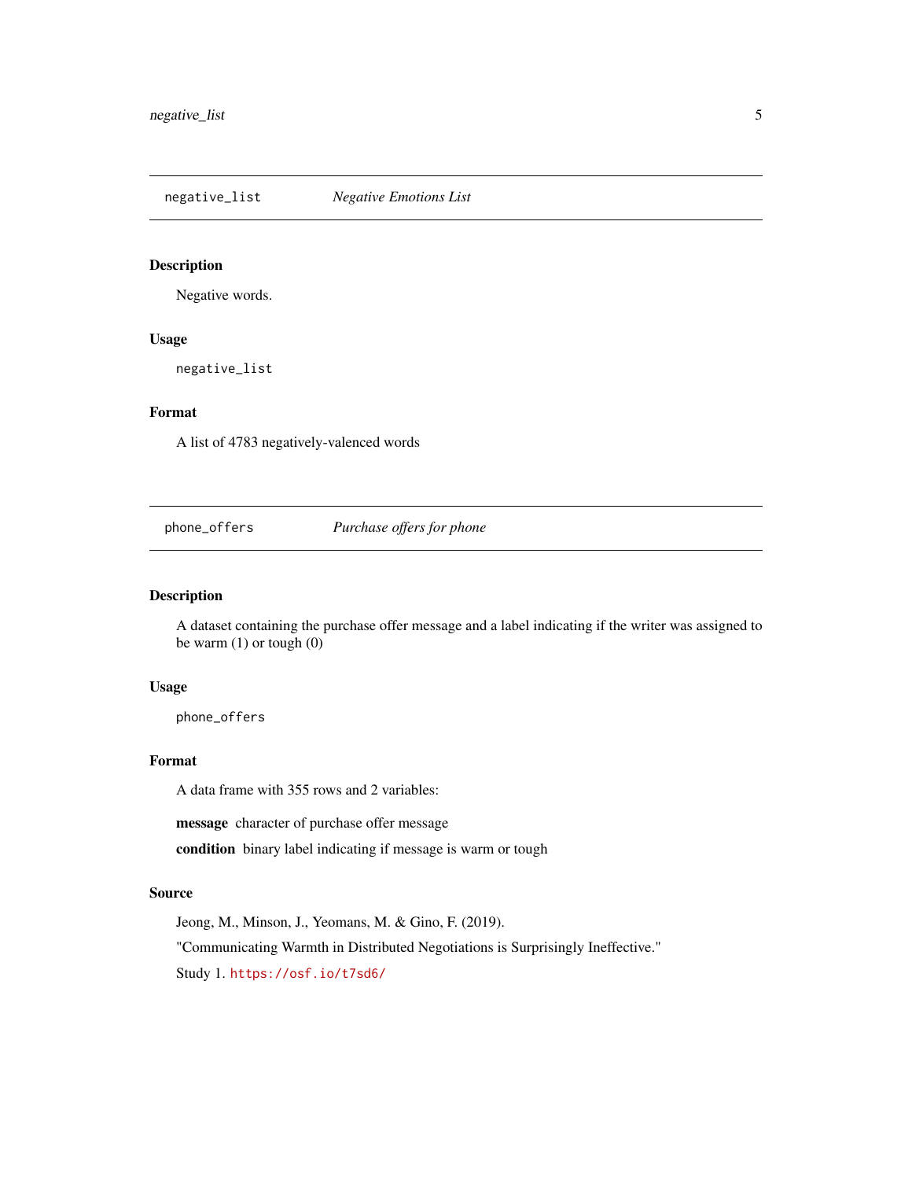## negative_list *Negative Emotions List*

### Description

Negative words.

### Usage

```
negative_list
```

### Format

A list of 4783 negatively-valenced words

## phone_offers *Purchase offers for phone*

### Description

A dataset containing the purchase offer message and a label indicating if the writer was assigned to be warm (1) or tough (0)

### Usage

```
phone_offers
```

### Format

A data frame with 355 rows and 2 variables:

**message** character of purchase offer message

**condition** binary label indicating if message is warm or tough

### Source

Jeong, M., Minson, J., Yeomans, M. & Gino, F. (2019).

"Communicating Warmth in Distributed Negotiations is Surprisingly Ineffective."

Study 1. https://osf.io/t7sd6/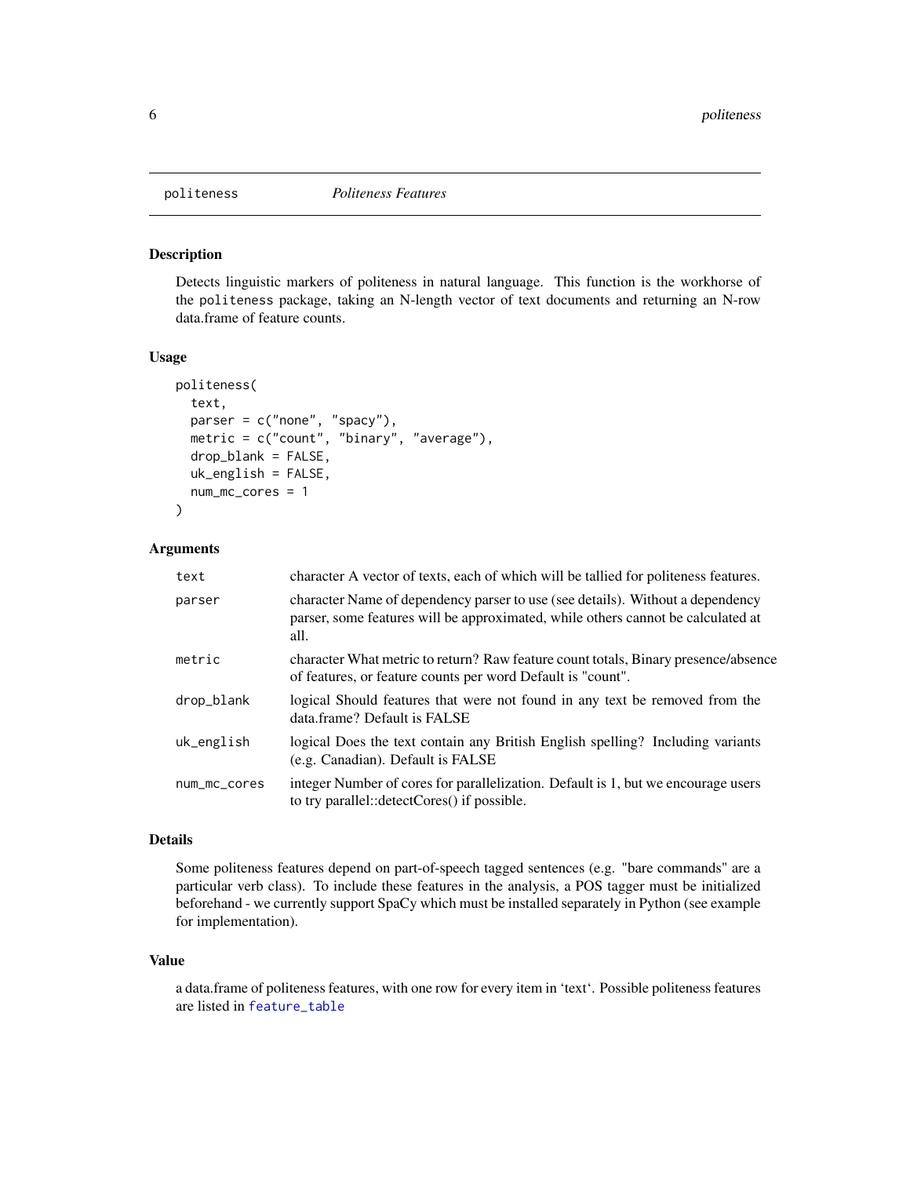`politeness` *Politeness Features*

## Description

Detects linguistic markers of politeness in natural language. This function is the workhorse of the politeness package, taking an N-length vector of text documents and returning an N-row data.frame of feature counts.

## Usage

```
politeness(
  text,
  parser = c("none", "spacy"),
  metric = c("count", "binary", "average"),
  drop_blank = FALSE,
  uk_english = FALSE,
  num_mc_cores = 1
)
```

## Arguments

| | |
|---|---|
| text | character A vector of texts, each of which will be tallied for politeness features. |
| parser | character Name of dependency parser to use (see details). Without a dependency parser, some features will be approximated, while others cannot be calculated at all. |
| metric | character What metric to return? Raw feature count totals, Binary presence/absence of features, or feature counts per word Default is "count". |
| drop_blank | logical Should features that were not found in any text be removed from the data.frame? Default is FALSE |
| uk_english | logical Does the text contain any British English spelling? Including variants (e.g. Canadian). Default is FALSE |
| num_mc_cores | integer Number of cores for parallelization. Default is 1, but we encourage users to try parallel::detectCores() if possible. |

## Details

Some politeness features depend on part-of-speech tagged sentences (e.g. "bare commands" are a particular verb class). To include these features in the analysis, a POS tagger must be initialized beforehand - we currently support SpaCy which must be installed separately in Python (see example for implementation).

## Value

a data.frame of politeness features, with one row for every item in 'text'. Possible politeness features are listed in `feature_table`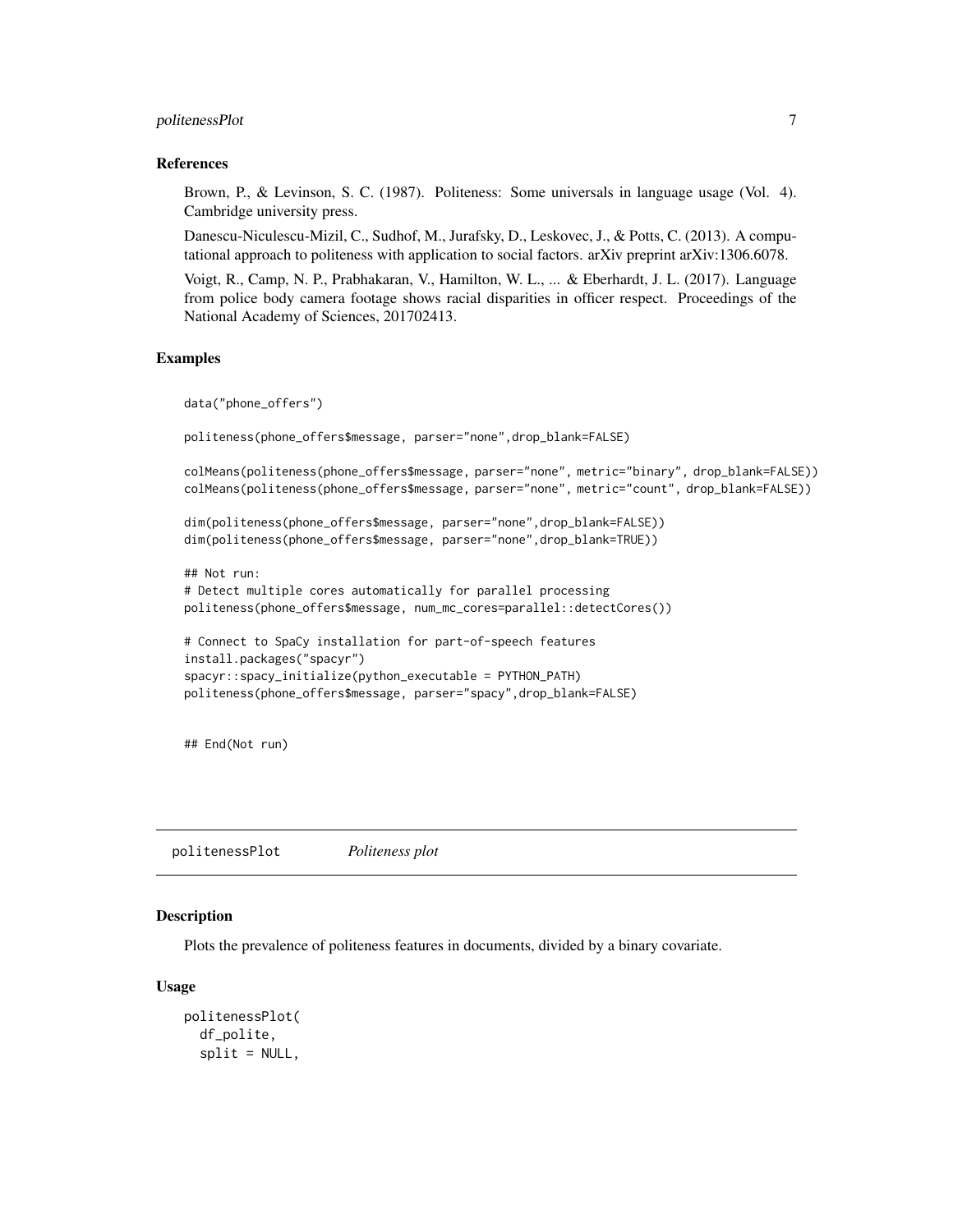### References

Brown, P., & Levinson, S. C. (1987). Politeness: Some universals in language usage (Vol. 4). Cambridge university press.

Danescu-Niculescu-Mizil, C., Sudhof, M., Jurafsky, D., Leskovec, J., & Potts, C. (2013). A computational approach to politeness with application to social factors. arXiv preprint arXiv:1306.6078.

Voigt, R., Camp, N. P., Prabhakaran, V., Hamilton, W. L., ... & Eberhardt, J. L. (2017). Language from police body camera footage shows racial disparities in officer respect. Proceedings of the National Academy of Sciences, 201702413.

### Examples

```
data("phone_offers")

politeness(phone_offers$message, parser="none",drop_blank=FALSE)

colMeans(politeness(phone_offers$message, parser="none", metric="binary", drop_blank=FALSE))
colMeans(politeness(phone_offers$message, parser="none", metric="count", drop_blank=FALSE))

dim(politeness(phone_offers$message, parser="none",drop_blank=FALSE))
dim(politeness(phone_offers$message, parser="none",drop_blank=TRUE))

## Not run:
# Detect multiple cores automatically for parallel processing
politeness(phone_offers$message, num_mc_cores=parallel::detectCores())

# Connect to SpaCy installation for part-of-speech features
install.packages("spacyr")
spacyr::spacy_initialize(python_executable = PYTHON_PATH)
politeness(phone_offers$message, parser="spacy",drop_blank=FALSE)


## End(Not run)
```

---

## politenessPlot *Politeness plot*

### Description

Plots the prevalence of politeness features in documents, divided by a binary covariate.

### Usage

```
politenessPlot(
  df_polite,
  split = NULL,
```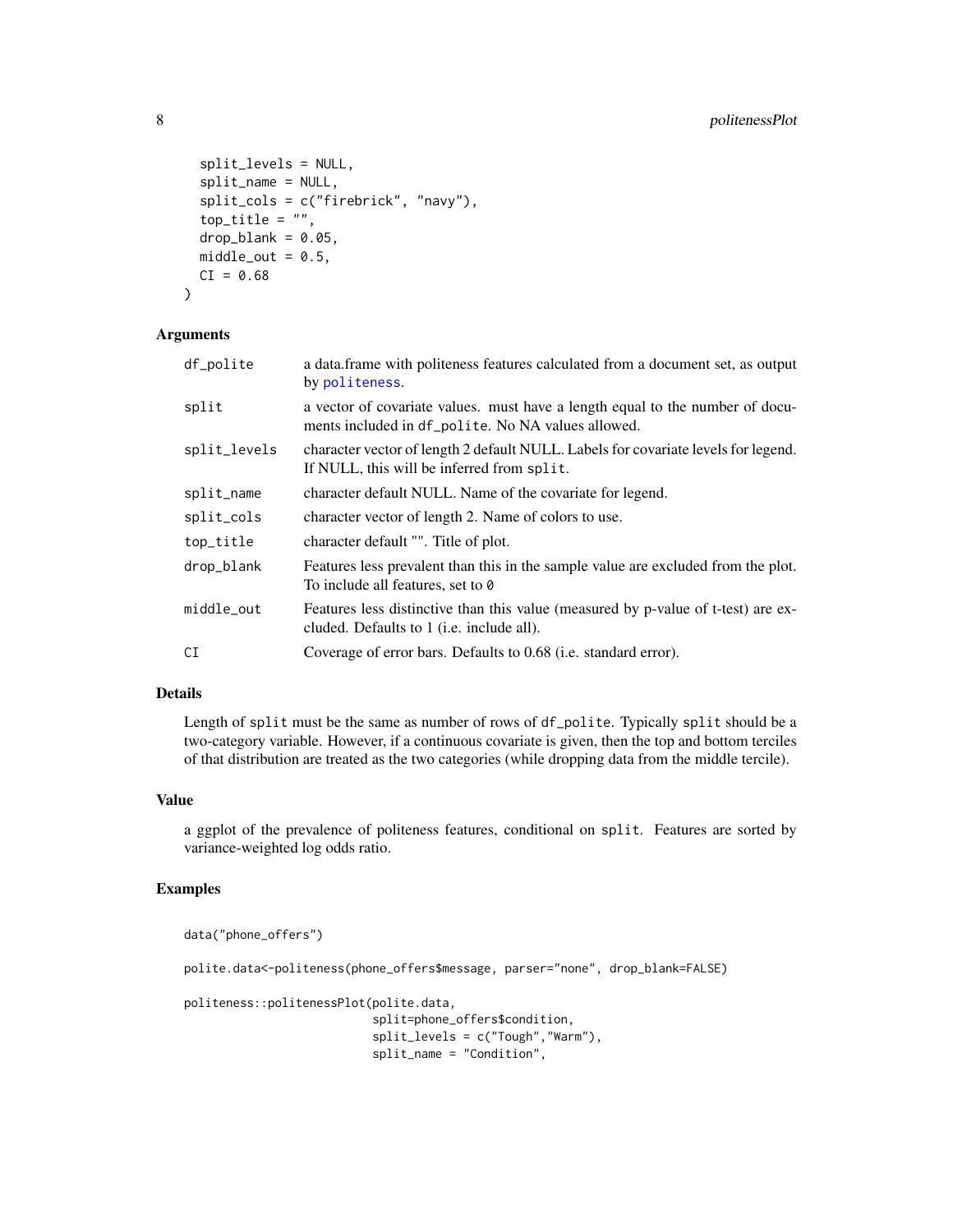```
  split_levels = NULL,
  split_name = NULL,
  split_cols = c("firebrick", "navy"),
  top_title = "",
  drop_blank = 0.05,
  middle_out = 0.5,
  CI = 0.68
)
```

### Arguments

| | |
|---|---|
| df_polite | a data.frame with politeness features calculated from a document set, as output by politeness. |
| split | a vector of covariate values. must have a length equal to the number of documents included in df_polite. No NA values allowed. |
| split_levels | character vector of length 2 default NULL. Labels for covariate levels for legend. If NULL, this will be inferred from split. |
| split_name | character default NULL. Name of the covariate for legend. |
| split_cols | character vector of length 2. Name of colors to use. |
| top_title | character default "". Title of plot. |
| drop_blank | Features less prevalent than this in the sample value are excluded from the plot. To include all features, set to 0 |
| middle_out | Features less distinctive than this value (measured by p-value of t-test) are excluded. Defaults to 1 (i.e. include all). |
| CI | Coverage of error bars. Defaults to 0.68 (i.e. standard error). |

### Details

Length of split must be the same as number of rows of df_polite. Typically split should be a two-category variable. However, if a continuous covariate is given, then the top and bottom terciles of that distribution are treated as the two categories (while dropping data from the middle tercile).

### Value

a ggplot of the prevalence of politeness features, conditional on split. Features are sorted by variance-weighted log odds ratio.

### Examples

```
data("phone_offers")

polite.data<-politeness(phone_offers$message, parser="none", drop_blank=FALSE)

politeness::politenessPlot(polite.data,
                           split=phone_offers$condition,
                           split_levels = c("Tough","Warm"),
                           split_name = "Condition",
```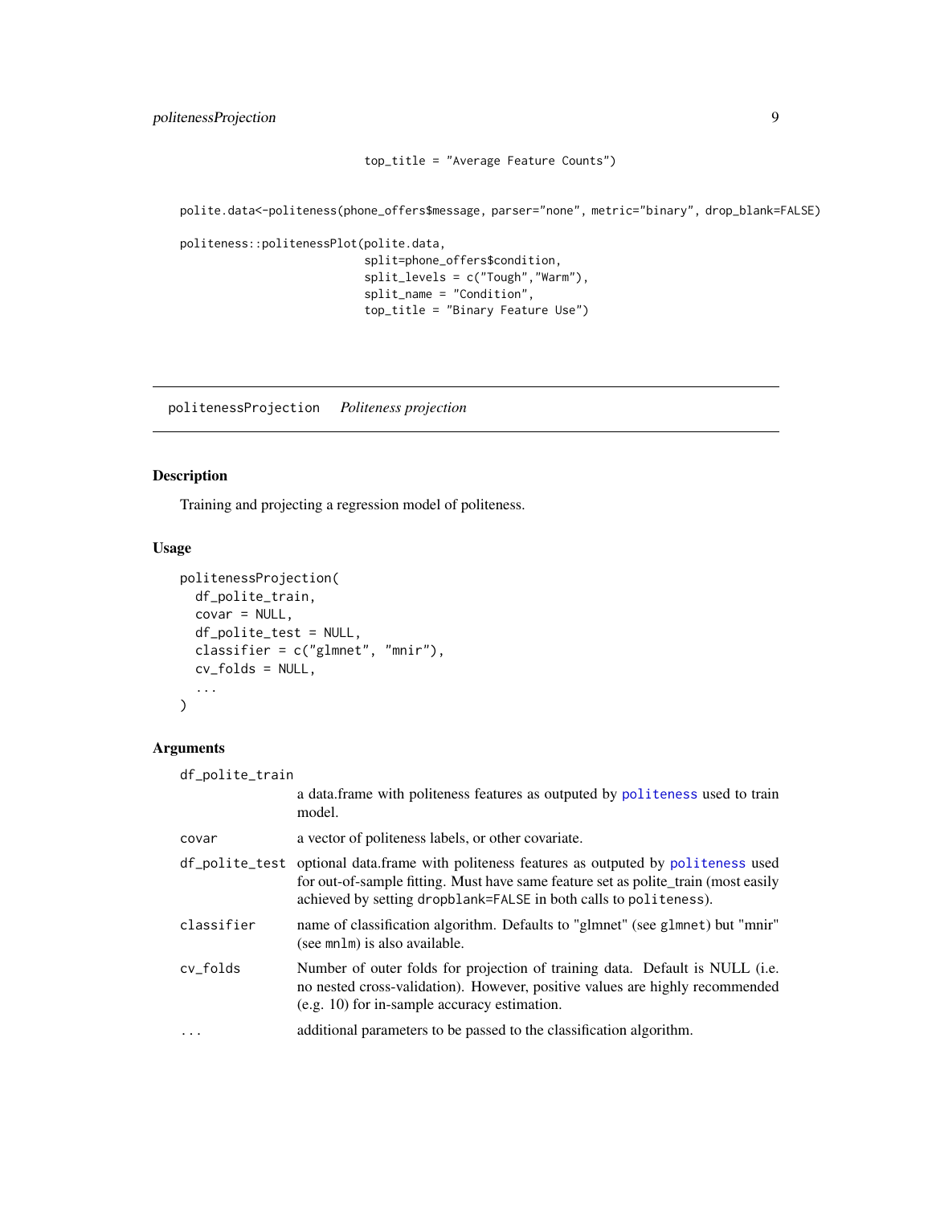```
                             top_title = "Average Feature Counts")

polite.data<-politeness(phone_offers$message, parser="none", metric="binary", drop_blank=FALSE)

politeness::politenessPlot(polite.data,
                           split=phone_offers$condition,
                           split_levels = c("Tough","Warm"),
                           split_name = "Condition",
                           top_title = "Binary Feature Use")
```

---

## politenessProjection *Politeness projection*

### Description

Training and projecting a regression model of politeness.

### Usage

```
politenessProjection(
  df_polite_train,
  covar = NULL,
  df_polite_test = NULL,
  classifier = c("glmnet", "mnir"),
  cv_folds = NULL,
  ...
)
```

### Arguments

| Argument | Description |
|---|---|
| `df_polite_train` | a data.frame with politeness features as outputed by `politeness` used to train model. |
| `covar` | a vector of politeness labels, or other covariate. |
| `df_polite_test` | optional data.frame with politeness features as outputed by `politeness` used for out-of-sample fitting. Must have same feature set as polite_train (most easily achieved by setting `dropblank=FALSE` in both calls to `politeness`). |
| `classifier` | name of classification algorithm. Defaults to "glmnet" (see `glmnet`) but "mnir" (see `mnlm`) is also available. |
| `cv_folds` | Number of outer folds for projection of training data. Default is NULL (i.e. no nested cross-validation). However, positive values are highly recommended (e.g. 10) for in-sample accuracy estimation. |
| `...` | additional parameters to be passed to the classification algorithm. |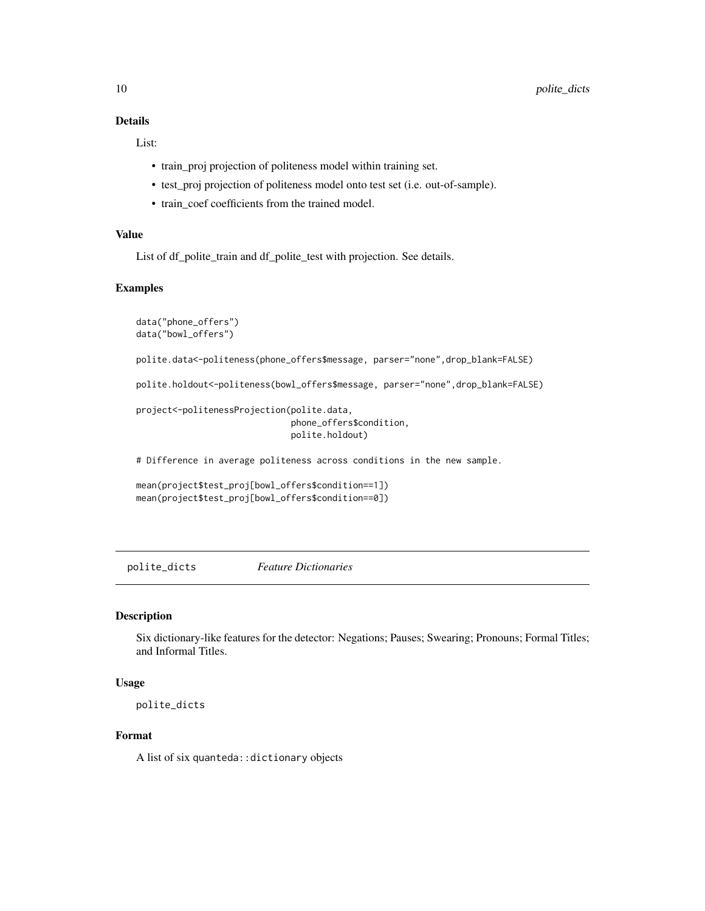### Details

List:

- train_proj projection of politeness model within training set.
- test_proj projection of politeness model onto test set (i.e. out-of-sample).
- train_coef coefficients from the trained model.

### Value

List of df_polite_train and df_polite_test with projection. See details.

### Examples

```
data("phone_offers")
data("bowl_offers")

polite.data<-politeness(phone_offers$message, parser="none",drop_blank=FALSE)

polite.holdout<-politeness(bowl_offers$message, parser="none",drop_blank=FALSE)

project<-politenessProjection(polite.data,
                              phone_offers$condition,
                              polite.holdout)

# Difference in average politeness across conditions in the new sample.

mean(project$test_proj[bowl_offers$condition==1])
mean(project$test_proj[bowl_offers$condition==0])
```

---

## polite_dicts *Feature Dictionaries*

### Description

Six dictionary-like features for the detector: Negations; Pauses; Swearing; Pronouns; Formal Titles; and Informal Titles.

### Usage

```
polite_dicts
```

### Format

A list of six `quanteda::dictionary` objects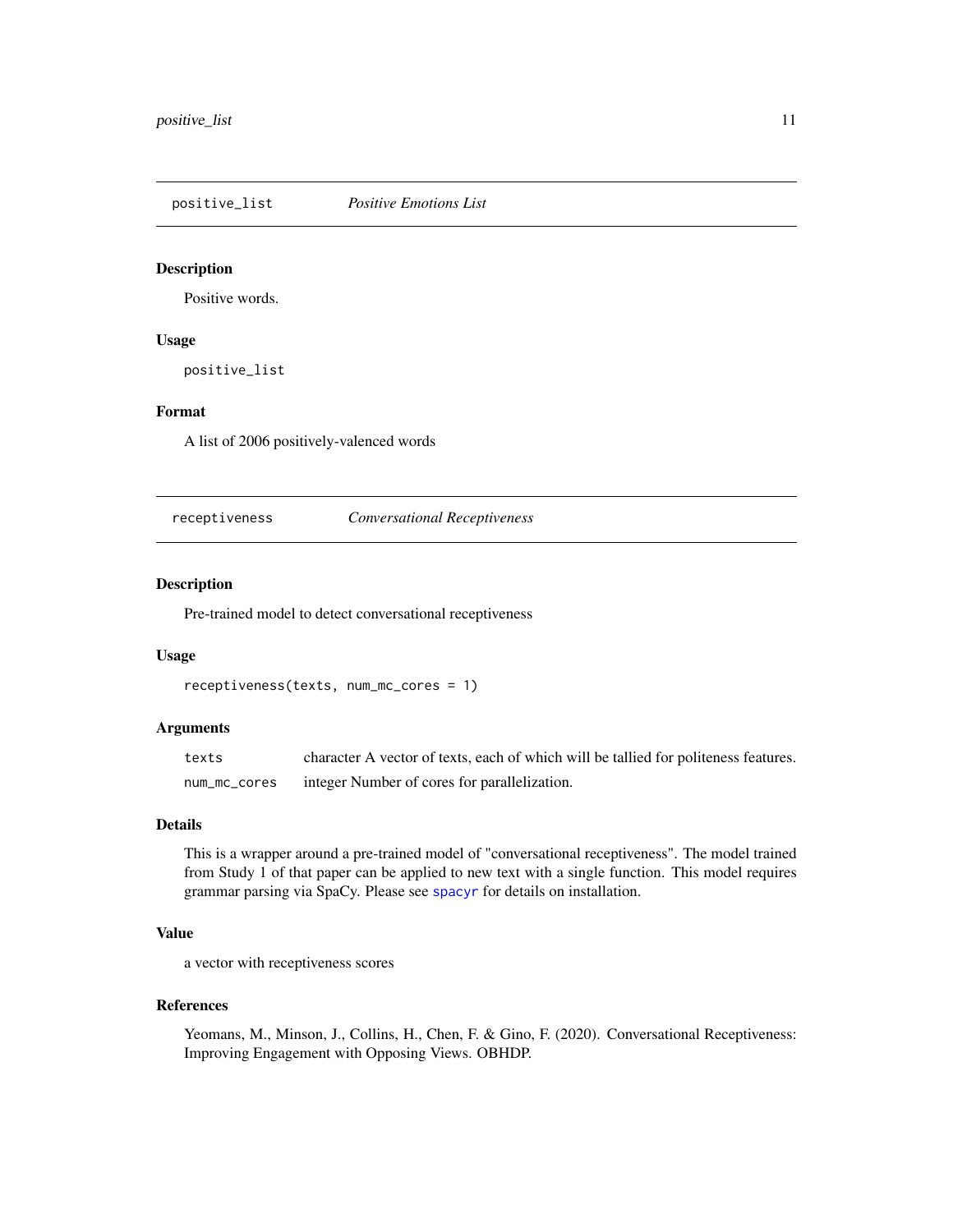## positive_list *Positive Emotions List*

### Description

Positive words.

### Usage

```
positive_list
```

### Format

A list of 2006 positively-valenced words

## receptiveness *Conversational Receptiveness*

### Description

Pre-trained model to detect conversational receptiveness

### Usage

```
receptiveness(texts, num_mc_cores = 1)
```

### Arguments

| | |
|---|---|
| texts | character A vector of texts, each of which will be tallied for politeness features. |
| num_mc_cores | integer Number of cores for parallelization. |

### Details

This is a wrapper around a pre-trained model of "conversational receptiveness". The model trained from Study 1 of that paper can be applied to new text with a single function. This model requires grammar parsing via SpaCy. Please see spacyr for details on installation.

### Value

a vector with receptiveness scores

### References

Yeomans, M., Minson, J., Collins, H., Chen, F. & Gino, F. (2020). Conversational Receptiveness: Improving Engagement with Opposing Views. OBHDP.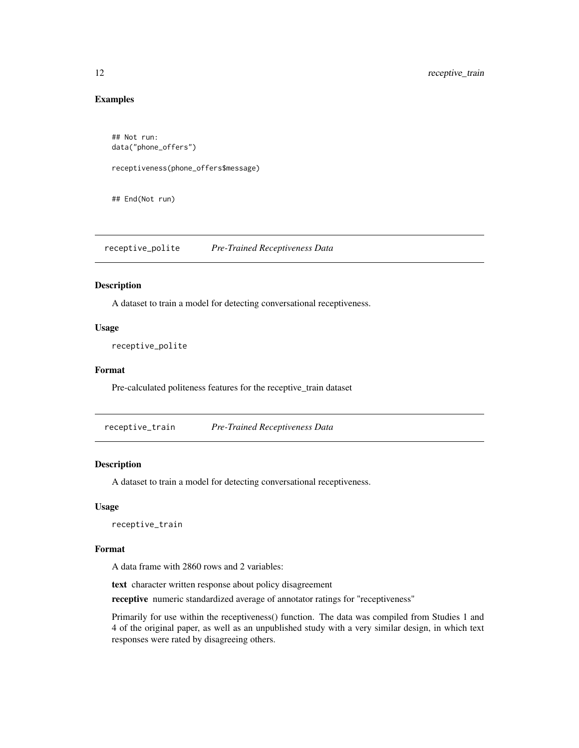### Examples

```
## Not run:
data("phone_offers")

receptiveness(phone_offers$message)


## End(Not run)
```

## receptive_polite *Pre-Trained Receptiveness Data*

### Description

A dataset to train a model for detecting conversational receptiveness.

### Usage

```
receptive_polite
```

### Format

Pre-calculated politeness features for the receptive_train dataset

## receptive_train *Pre-Trained Receptiveness Data*

### Description

A dataset to train a model for detecting conversational receptiveness.

### Usage

```
receptive_train
```

### Format

A data frame with 2860 rows and 2 variables:

**text** character written response about policy disagreement

**receptive** numeric standardized average of annotator ratings for "receptiveness"

Primarily for use within the receptiveness() function. The data was compiled from Studies 1 and 4 of the original paper, as well as an unpublished study with a very similar design, in which text responses were rated by disagreeing others.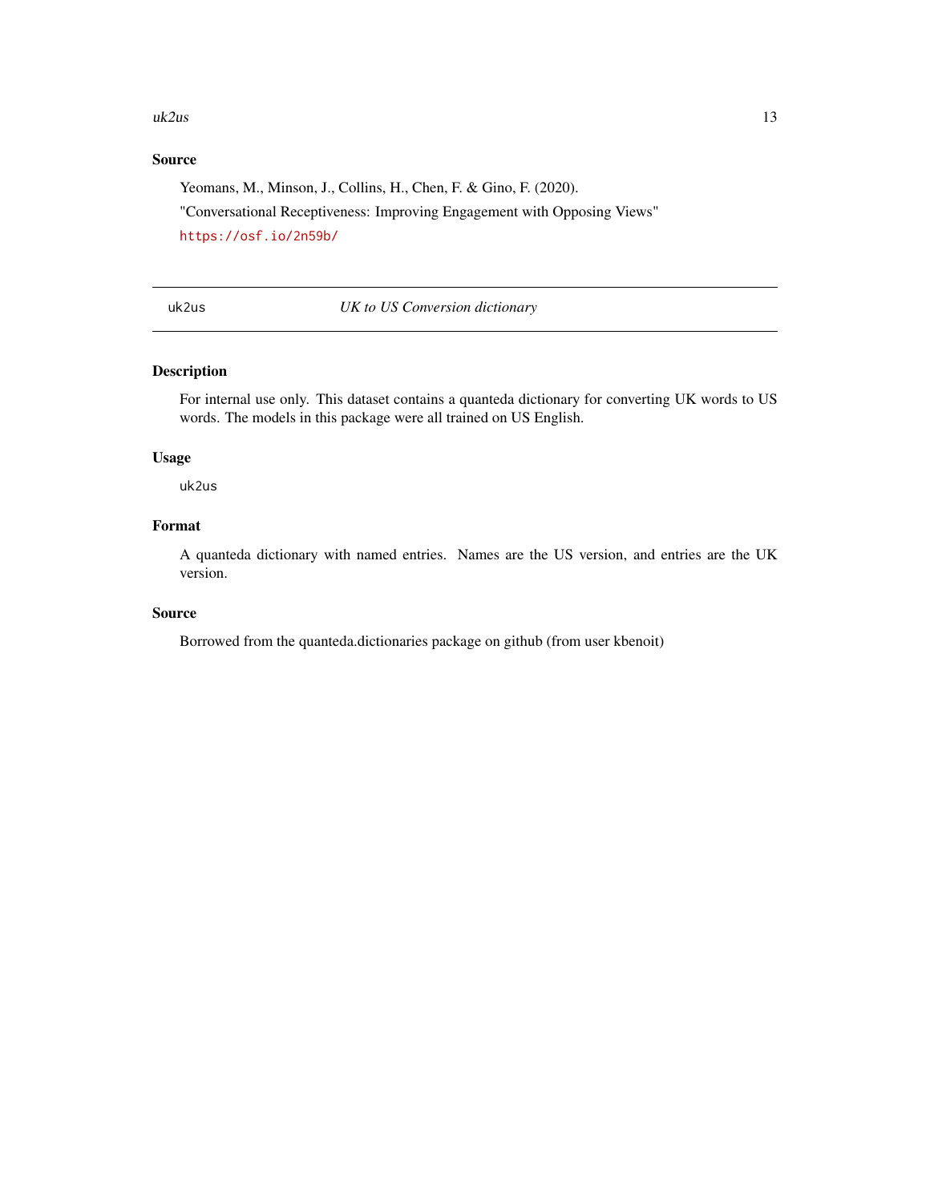### Source

Yeomans, M., Minson, J., Collins, H., Chen, F. & Gino, F. (2020).

"Conversational Receptiveness: Improving Engagement with Opposing Views"

https://osf.io/2n59b/

---

## uk2us *UK to US Conversion dictionary*

---

### Description

For internal use only. This dataset contains a quanteda dictionary for converting UK words to US words. The models in this package were all trained on US English.

### Usage

```
uk2us
```

### Format

A quanteda dictionary with named entries. Names are the US version, and entries are the UK version.

### Source

Borrowed from the quanteda.dictionaries package on github (from user kbenoit)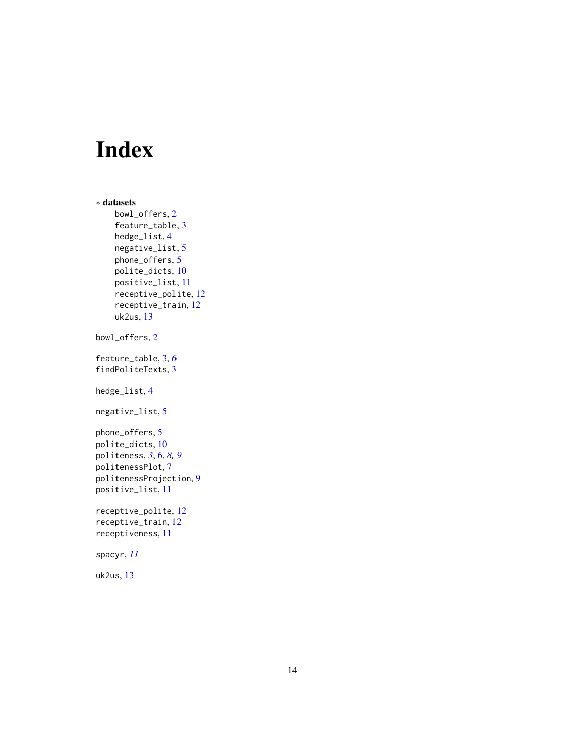# Index

∗ **datasets**

- bowl_offers, 2
- feature_table, 3
- hedge_list, 4
- negative_list, 5
- phone_offers, 5
- polite_dicts, 10
- positive_list, 11
- receptive_polite, 12
- receptive_train, 12
- uk2us, 13

bowl_offers, 2

feature_table, 3, *6*
findPoliteTexts, 3

hedge_list, 4

negative_list, 5

phone_offers, 5
polite_dicts, 10
politeness, *3*, 6, *8, 9*
politenessPlot, 7
politenessProjection, 9
positive_list, 11

receptive_polite, 12
receptive_train, 12
receptiveness, 11

spacyr, *11*

uk2us, 13